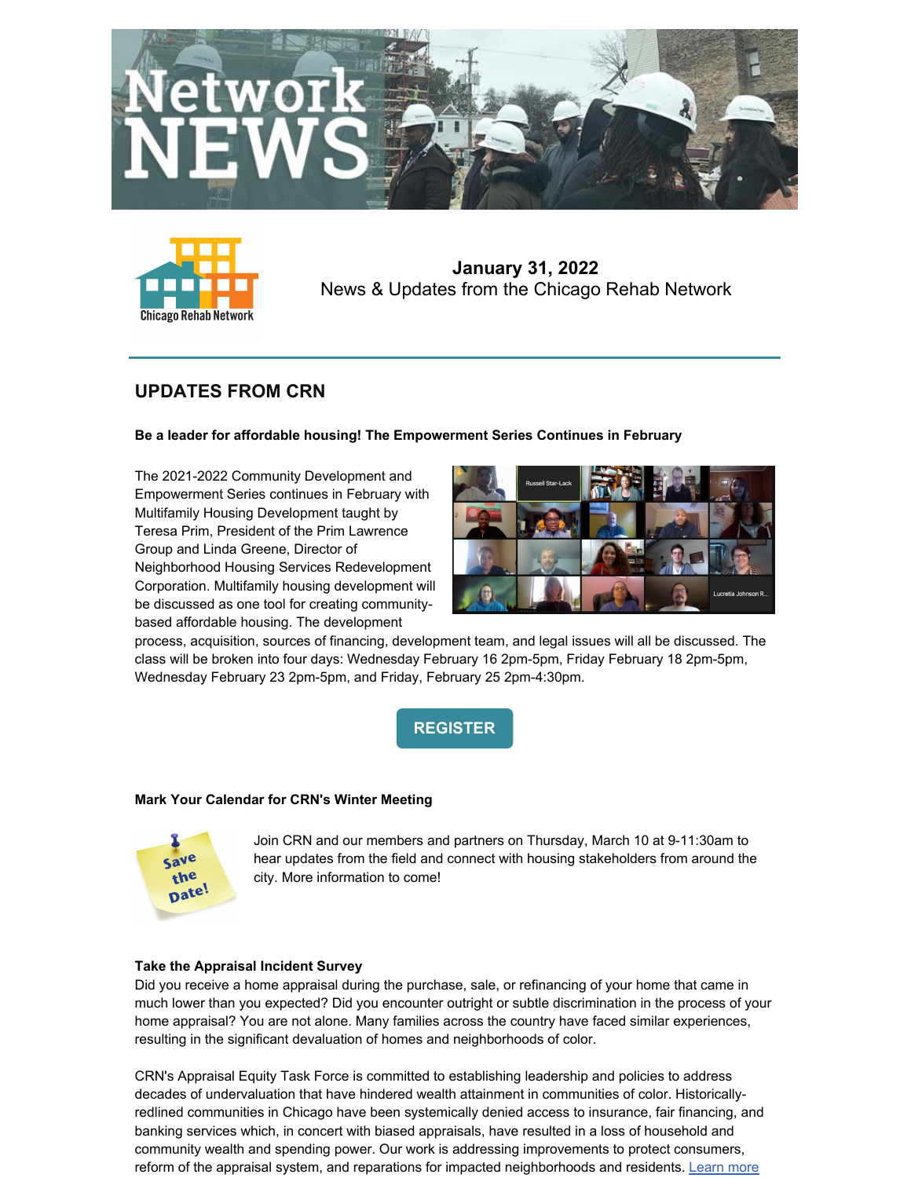# Network NEWS

**January 31, 2022**
News & Updates from the Chicago Rehab Network

## UPDATES FROM CRN

**Be a leader for affordable housing! The Empowerment Series Continues in February**

The 2021-2022 Community Development and Empowerment Series continues in February with Multifamily Housing Development taught by Teresa Prim, President of the Prim Lawrence Group and Linda Greene, Director of Neighborhood Housing Services Redevelopment Corporation. Multifamily housing development will be discussed as one tool for creating community-based affordable housing. The development process, acquisition, sources of financing, development team, and legal issues will all be discussed. The class will be broken into four days: Wednesday February 16 2pm-5pm, Friday February 18 2pm-5pm, Wednesday February 23 2pm-5pm, and Friday, February 25 2pm-4:30pm.

REGISTER

**Mark Your Calendar for CRN's Winter Meeting**

Join CRN and our members and partners on Thursday, March 10 at 9-11:30am to hear updates from the field and connect with housing stakeholders from around the city. More information to come!

**Take the Appraisal Incident Survey**

Did you receive a home appraisal during the purchase, sale, or refinancing of your home that came in much lower than you expected? Did you encounter outright or subtle discrimination in the process of your home appraisal? You are not alone. Many families across the country have faced similar experiences, resulting in the significant devaluation of homes and neighborhoods of color.

CRN's Appraisal Equity Task Force is committed to establishing leadership and policies to address decades of undervaluation that have hindered wealth attainment in communities of color. Historically-redlined communities in Chicago have been systemically denied access to insurance, fair financing, and banking services which, in concert with biased appraisals, have resulted in a loss of household and community wealth and spending power. Our work is addressing improvements to protect consumers, reform of the appraisal system, and reparations for impacted neighborhoods and residents. Learn more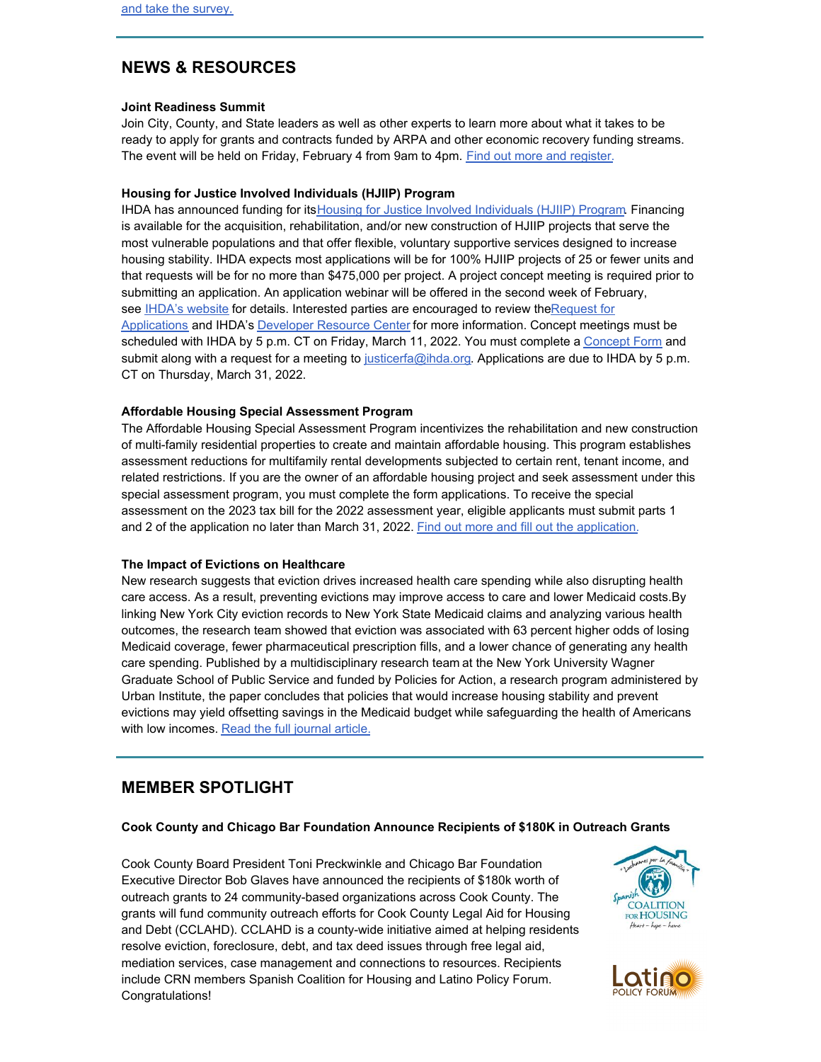and take the survey.

## NEWS & RESOURCES

**Joint Readiness Summit**

Join City, County, and State leaders as well as other experts to learn more about what it takes to be ready to apply for grants and contracts funded by ARPA and other economic recovery funding streams. The event will be held on Friday, February 4 from 9am to 4pm. Find out more and register.

**Housing for Justice Involved Individuals (HJIIP) Program**

IHDA has announced funding for its Housing for Justice Involved Individuals (HJIIP) Program. Financing is available for the acquisition, rehabilitation, and/or new construction of HJIIP projects that serve the most vulnerable populations and that offer flexible, voluntary supportive services designed to increase housing stability. IHDA expects most applications will be for 100% HJIIP projects of 25 or fewer units and that requests will be for no more than $475,000 per project. A project concept meeting is required prior to submitting an application. An application webinar will be offered in the second week of February, see IHDA's website for details. Interested parties are encouraged to review the Request for Applications and IHDA's Developer Resource Center for more information. Concept meetings must be scheduled with IHDA by 5 p.m. CT on Friday, March 11, 2022. You must complete a Concept Form and submit along with a request for a meeting to justicerfa@ihda.org. Applications are due to IHDA by 5 p.m. CT on Thursday, March 31, 2022.

**Affordable Housing Special Assessment Program**

The Affordable Housing Special Assessment Program incentivizes the rehabilitation and new construction of multi-family residential properties to create and maintain affordable housing. This program establishes assessment reductions for multifamily rental developments subjected to certain rent, tenant income, and related restrictions. If you are the owner of an affordable housing project and seek assessment under this special assessment program, you must complete the form applications. To receive the special assessment on the 2023 tax bill for the 2022 assessment year, eligible applicants must submit parts 1 and 2 of the application no later than March 31, 2022. Find out more and fill out the application.

**The Impact of Evictions on Healthcare**

New research suggests that eviction drives increased health care spending while also disrupting health care access. As a result, preventing evictions may improve access to care and lower Medicaid costs. By linking New York City eviction records to New York State Medicaid claims and analyzing various health outcomes, the research team showed that eviction was associated with 63 percent higher odds of losing Medicaid coverage, fewer pharmaceutical prescription fills, and a lower chance of generating any health care spending. Published by a multidisciplinary research team at the New York University Wagner Graduate School of Public Service and funded by Policies for Action, a research program administered by Urban Institute, the paper concludes that policies that would increase housing stability and prevent evictions may yield offsetting savings in the Medicaid budget while safeguarding the health of Americans with low incomes. Read the full journal article.

## MEMBER SPOTLIGHT

**Cook County and Chicago Bar Foundation Announce Recipients of $180K in Outreach Grants**

Cook County Board President Toni Preckwinkle and Chicago Bar Foundation Executive Director Bob Glaves have announced the recipients of $180k worth of outreach grants to 24 community-based organizations across Cook County. The grants will fund community outreach efforts for Cook County Legal Aid for Housing and Debt (CCLAHD). CCLAHD is a county-wide initiative aimed at helping residents resolve eviction, foreclosure, debt, and tax deed issues through free legal aid, mediation services, case management and connections to resources. Recipients include CRN members Spanish Coalition for Housing and Latino Policy Forum. Congratulations!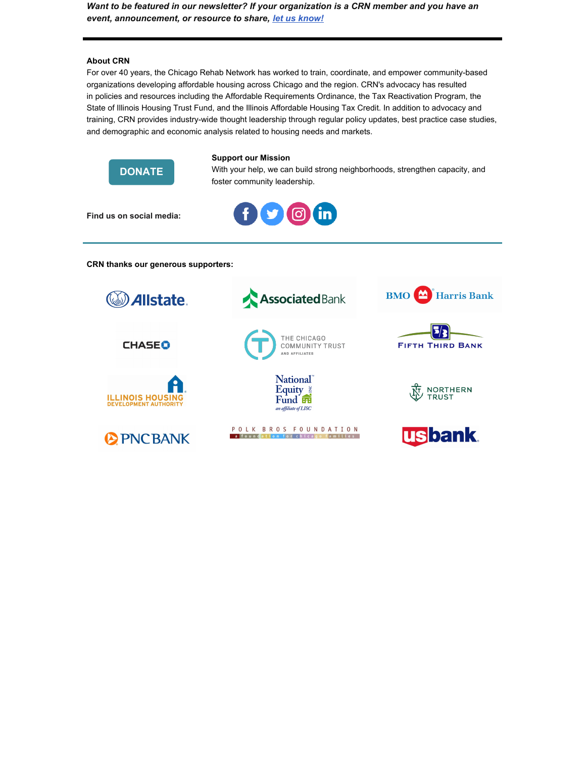*Want to be featured in our newsletter? If your organization is a CRN member and you have an event, announcement, or resource to share, let us know!*

---

**About CRN**

For over 40 years, the Chicago Rehab Network has worked to train, coordinate, and empower community-based organizations developing affordable housing across Chicago and the region. CRN's advocacy has resulted in policies and resources including the Affordable Requirements Ordinance, the Tax Reactivation Program, the State of Illinois Housing Trust Fund, and the Illinois Affordable Housing Tax Credit. In addition to advocacy and training, CRN provides industry-wide thought leadership through regular policy updates, best practice case studies, and demographic and economic analysis related to housing needs and markets.

DONATE

**Support our Mission**

With your help, we can build strong neighborhoods, strengthen capacity, and foster community leadership.

**Find us on social media:**

---

**CRN thanks our generous supporters:**

Allstate

Associated Bank

BMO Harris Bank

CHASE

The Chicago Community Trust and Affiliates

Fifth Third Bank

Illinois Housing Development Authority

National Equity Fund Inc. an affiliate of LISC

Northern Trust

PNC Bank

Polk Bros Foundation a foundation for chicago families

us bank